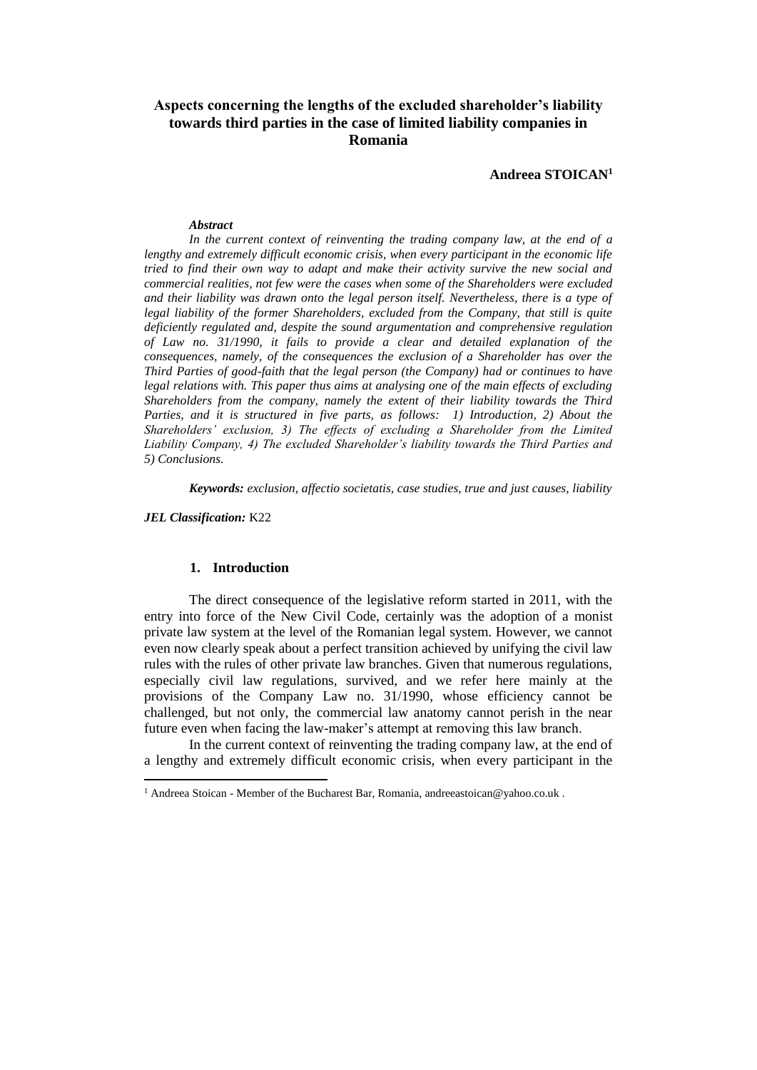# Aspects concerning the lengths of the excluded shareholder's liability towards third parties in the case of limited liability companies in Romania

**Andreea STOICAN**[1]

***Abstract***

*In the current context of reinventing the trading company law, at the end of a lengthy and extremely difficult economic crisis, when every participant in the economic life tried to find their own way to adapt and make their activity survive the new social and commercial realities, not few were the cases when some of the Shareholders were excluded and their liability was drawn onto the legal person itself. Nevertheless, there is a type of legal liability of the former Shareholders, excluded from the Company, that still is quite deficiently regulated and, despite the sound argumentation and comprehensive regulation of Law no. 31/1990, it fails to provide a clear and detailed explanation of the consequences, namely, of the consequences the exclusion of a Shareholder has over the Third Parties of good-faith that the legal person (the Company) had or continues to have legal relations with. This paper thus aims at analysing one of the main effects of excluding Shareholders from the company, namely the extent of their liability towards the Third Parties, and it is structured in five parts, as follows: 1) Introduction, 2) About the Shareholders' exclusion, 3) The effects of excluding a Shareholder from the Limited Liability Company, 4) The excluded Shareholder's liability towards the Third Parties and 5) Conclusions.*

***Keywords:*** *exclusion, affectio societatis, case studies, true and just causes, liability*

***JEL Classification:*** K22

## 1. Introduction

The direct consequence of the legislative reform started in 2011, with the entry into force of the New Civil Code, certainly was the adoption of a monist private law system at the level of the Romanian legal system. However, we cannot even now clearly speak about a perfect transition achieved by unifying the civil law rules with the rules of other private law branches. Given that numerous regulations, especially civil law regulations, survived, and we refer here mainly at the provisions of the Company Law no. 31/1990, whose efficiency cannot be challenged, but not only, the commercial law anatomy cannot perish in the near future even when facing the law-maker's attempt at removing this law branch.

In the current context of reinventing the trading company law, at the end of a lengthy and extremely difficult economic crisis, when every participant in the

[1] Andreea Stoican - Member of the Bucharest Bar, Romania, andreeastoican@yahoo.co.uk .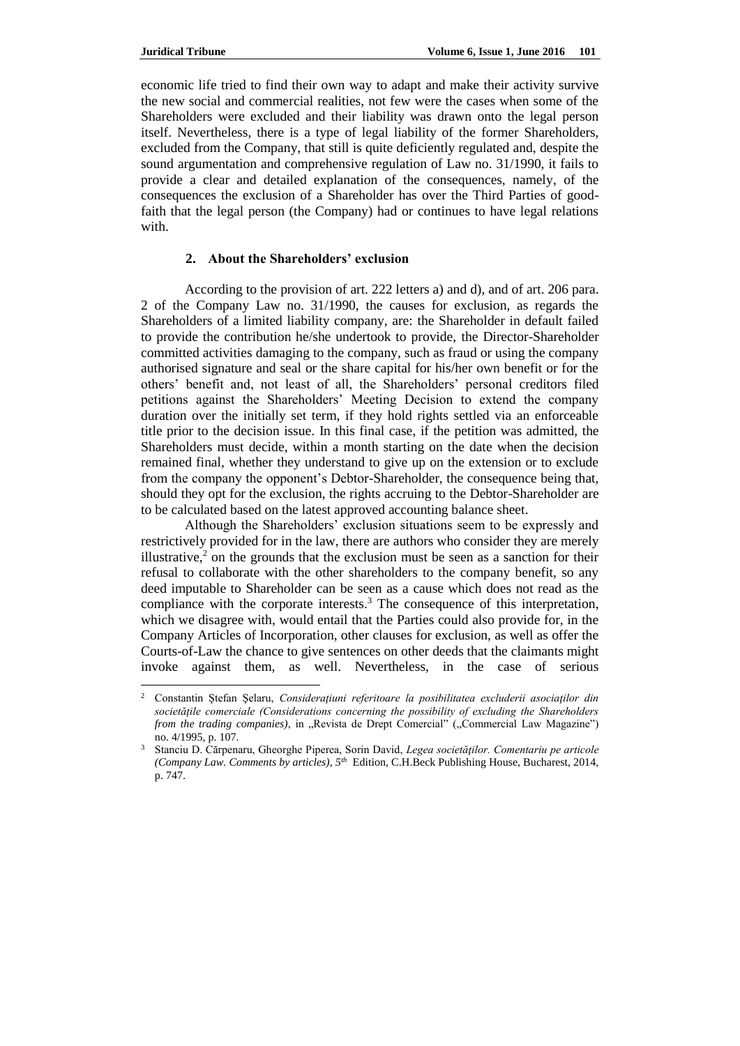economic life tried to find their own way to adapt and make their activity survive the new social and commercial realities, not few were the cases when some of the Shareholders were excluded and their liability was drawn onto the legal person itself. Nevertheless, there is a type of legal liability of the former Shareholders, excluded from the Company, that still is quite deficiently regulated and, despite the sound argumentation and comprehensive regulation of Law no. 31/1990, it fails to provide a clear and detailed explanation of the consequences, namely, of the consequences the exclusion of a Shareholder has over the Third Parties of good-faith that the legal person (the Company) had or continues to have legal relations with.

## 2. About the Shareholders' exclusion

According to the provision of art. 222 letters a) and d), and of art. 206 para. 2 of the Company Law no. 31/1990, the causes for exclusion, as regards the Shareholders of a limited liability company, are: the Shareholder in default failed to provide the contribution he/she undertook to provide, the Director-Shareholder committed activities damaging to the company, such as fraud or using the company authorised signature and seal or the share capital for his/her own benefit or for the others' benefit and, not least of all, the Shareholders' personal creditors filed petitions against the Shareholders' Meeting Decision to extend the company duration over the initially set term, if they hold rights settled via an enforceable title prior to the decision issue. In this final case, if the petition was admitted, the Shareholders must decide, within a month starting on the date when the decision remained final, whether they understand to give up on the extension or to exclude from the company the opponent's Debtor-Shareholder, the consequence being that, should they opt for the exclusion, the rights accruing to the Debtor-Shareholder are to be calculated based on the latest approved accounting balance sheet.

Although the Shareholders' exclusion situations seem to be expressly and restrictively provided for in the law, there are authors who consider they are merely illustrative,[2] on the grounds that the exclusion must be seen as a sanction for their refusal to collaborate with the other shareholders to the company benefit, so any deed imputable to Shareholder can be seen as a cause which does not read as the compliance with the corporate interests.[3] The consequence of this interpretation, which we disagree with, would entail that the Parties could also provide for, in the Company Articles of Incorporation, other clauses for exclusion, as well as offer the Courts-of-Law the chance to give sentences on other deeds that the claimants might invoke against them, as well. Nevertheless, in the case of serious

---

[2] Constantin Ştefan Şelaru, *Consideraţiuni referitoare la posibilitatea excluderii asociaţilor din societăţile comerciale (Considerations concerning the possibility of excluding the Shareholders from the trading companies)*, in „Revista de Drept Comercial" („Commercial Law Magazine") no. 4/1995, p. 107.

[3] Stanciu D. Cărpenaru, Gheorghe Piperea, Sorin David, *Legea societăţilor. Comentariu pe articole (Company Law. Comments by articles), 5th* Edition, C.H.Beck Publishing House, Bucharest, 2014, p. 747.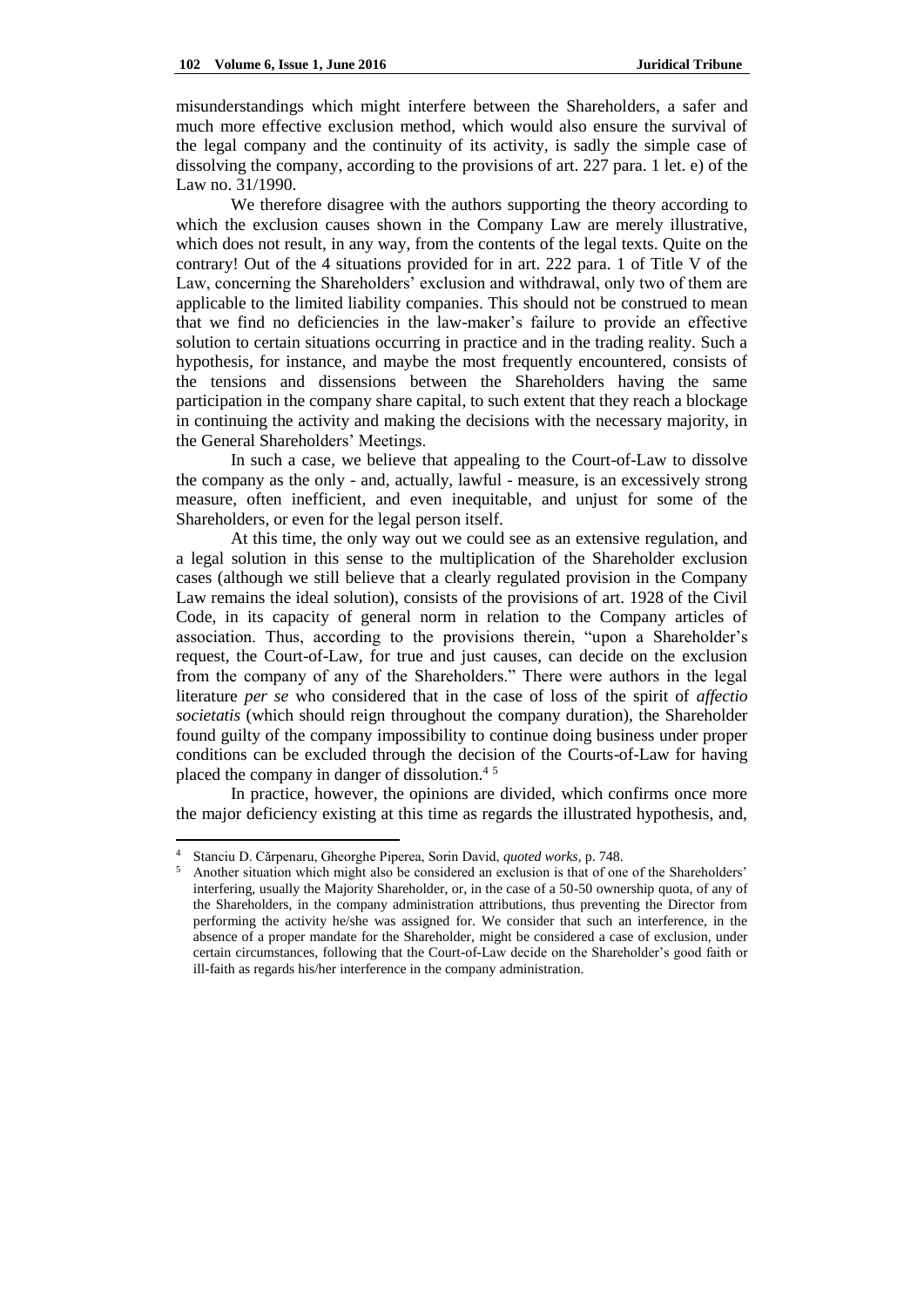misunderstandings which might interfere between the Shareholders, a safer and much more effective exclusion method, which would also ensure the survival of the legal company and the continuity of its activity, is sadly the simple case of dissolving the company, according to the provisions of art. 227 para. 1 let. e) of the Law no. 31/1990.

We therefore disagree with the authors supporting the theory according to which the exclusion causes shown in the Company Law are merely illustrative, which does not result, in any way, from the contents of the legal texts. Quite on the contrary! Out of the 4 situations provided for in art. 222 para. 1 of Title V of the Law, concerning the Shareholders' exclusion and withdrawal, only two of them are applicable to the limited liability companies. This should not be construed to mean that we find no deficiencies in the law-maker's failure to provide an effective solution to certain situations occurring in practice and in the trading reality. Such a hypothesis, for instance, and maybe the most frequently encountered, consists of the tensions and dissensions between the Shareholders having the same participation in the company share capital, to such extent that they reach a blockage in continuing the activity and making the decisions with the necessary majority, in the General Shareholders' Meetings.

In such a case, we believe that appealing to the Court-of-Law to dissolve the company as the only - and, actually, lawful - measure, is an excessively strong measure, often inefficient, and even inequitable, and unjust for some of the Shareholders, or even for the legal person itself.

At this time, the only way out we could see as an extensive regulation, and a legal solution in this sense to the multiplication of the Shareholder exclusion cases (although we still believe that a clearly regulated provision in the Company Law remains the ideal solution), consists of the provisions of art. 1928 of the Civil Code, in its capacity of general norm in relation to the Company articles of association. Thus, according to the provisions therein, "upon a Shareholder's request, the Court-of-Law, for true and just causes, can decide on the exclusion from the company of any of the Shareholders." There were authors in the legal literature *per se* who considered that in the case of loss of the spirit of *affectio societatis* (which should reign throughout the company duration), the Shareholder found guilty of the company impossibility to continue doing business under proper conditions can be excluded through the decision of the Courts-of-Law for having placed the company in danger of dissolution.[4] [5]

In practice, however, the opinions are divided, which confirms once more the major deficiency existing at this time as regards the illustrated hypothesis, and,

---

[4] Stanciu D. Cărpenaru, Gheorghe Piperea, Sorin David, *quoted works*, p. 748.

[5] Another situation which might also be considered an exclusion is that of one of the Shareholders' interfering, usually the Majority Shareholder, or, in the case of a 50-50 ownership quota, of any of the Shareholders, in the company administration attributions, thus preventing the Director from performing the activity he/she was assigned for. We consider that such an interference, in the absence of a proper mandate for the Shareholder, might be considered a case of exclusion, under certain circumstances, following that the Court-of-Law decide on the Shareholder's good faith or ill-faith as regards his/her interference in the company administration.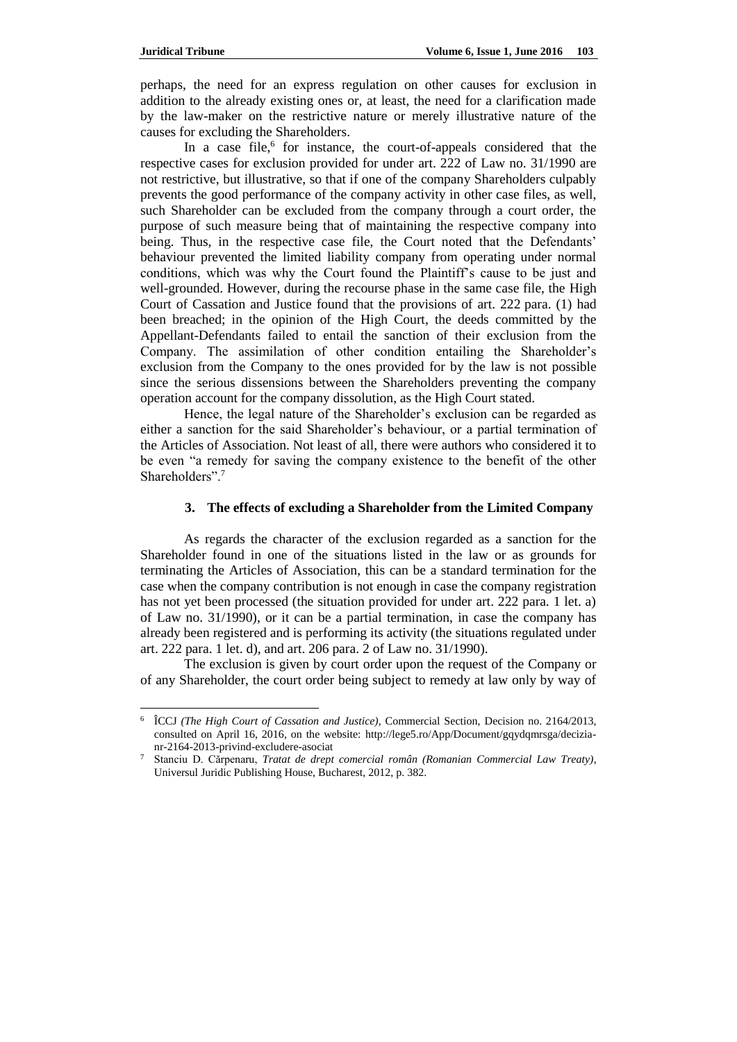perhaps, the need for an express regulation on other causes for exclusion in addition to the already existing ones or, at least, the need for a clarification made by the law-maker on the restrictive nature or merely illustrative nature of the causes for excluding the Shareholders.

In a case file,[6] for instance, the court-of-appeals considered that the respective cases for exclusion provided for under art. 222 of Law no. 31/1990 are not restrictive, but illustrative, so that if one of the company Shareholders culpably prevents the good performance of the company activity in other case files, as well, such Shareholder can be excluded from the company through a court order, the purpose of such measure being that of maintaining the respective company into being. Thus, in the respective case file, the Court noted that the Defendants' behaviour prevented the limited liability company from operating under normal conditions, which was why the Court found the Plaintiff's cause to be just and well-grounded. However, during the recourse phase in the same case file, the High Court of Cassation and Justice found that the provisions of art. 222 para. (1) had been breached; in the opinion of the High Court, the deeds committed by the Appellant-Defendants failed to entail the sanction of their exclusion from the Company. The assimilation of other condition entailing the Shareholder's exclusion from the Company to the ones provided for by the law is not possible since the serious dissensions between the Shareholders preventing the company operation account for the company dissolution, as the High Court stated.

Hence, the legal nature of the Shareholder's exclusion can be regarded as either a sanction for the said Shareholder's behaviour, or a partial termination of the Articles of Association. Not least of all, there were authors who considered it to be even "a remedy for saving the company existence to the benefit of the other Shareholders".[7]

## 3. The effects of excluding a Shareholder from the Limited Company

As regards the character of the exclusion regarded as a sanction for the Shareholder found in one of the situations listed in the law or as grounds for terminating the Articles of Association, this can be a standard termination for the case when the company contribution is not enough in case the company registration has not yet been processed (the situation provided for under art. 222 para. 1 let. a) of Law no. 31/1990), or it can be a partial termination, in case the company has already been registered and is performing its activity (the situations regulated under art. 222 para. 1 let. d), and art. 206 para. 2 of Law no. 31/1990).

The exclusion is given by court order upon the request of the Company or of any Shareholder, the court order being subject to remedy at law only by way of

---

[6] ÎCCJ *(The High Court of Cassation and Justice)*, Commercial Section, Decision no. 2164/2013, consulted on April 16, 2016, on the website: http://lege5.ro/App/Document/gqydqmrsga/decizia-nr-2164-2013-privind-excludere-asociat

[7] Stanciu D. Cărpenaru, *Tratat de drept comercial român (Romanian Commercial Law Treaty)*, Universul Juridic Publishing House, Bucharest, 2012, p. 382.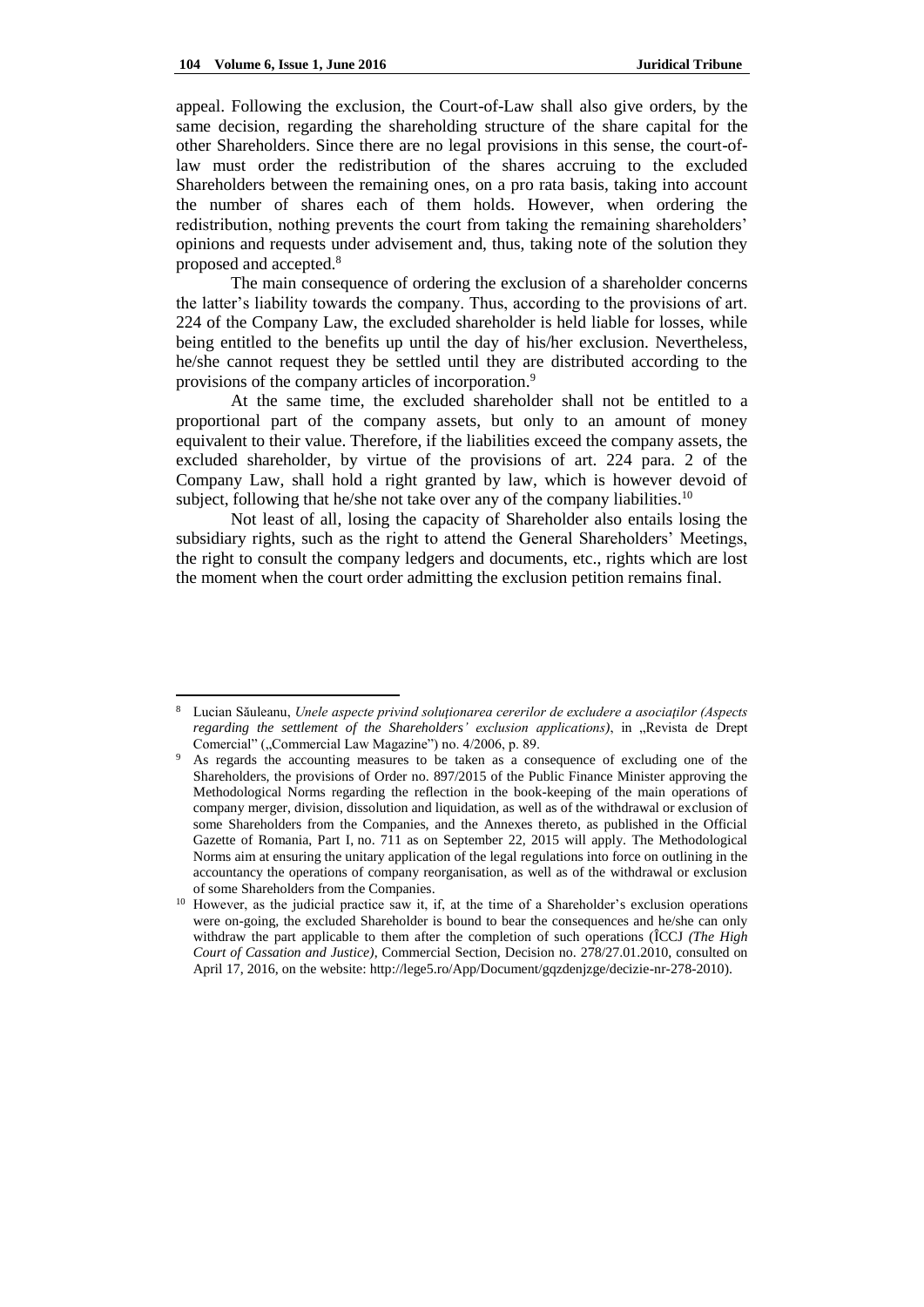appeal. Following the exclusion, the Court-of-Law shall also give orders, by the same decision, regarding the shareholding structure of the share capital for the other Shareholders. Since there are no legal provisions in this sense, the court-of-law must order the redistribution of the shares accruing to the excluded Shareholders between the remaining ones, on a pro rata basis, taking into account the number of shares each of them holds. However, when ordering the redistribution, nothing prevents the court from taking the remaining shareholders' opinions and requests under advisement and, thus, taking note of the solution they proposed and accepted.[8]

The main consequence of ordering the exclusion of a shareholder concerns the latter's liability towards the company. Thus, according to the provisions of art. 224 of the Company Law, the excluded shareholder is held liable for losses, while being entitled to the benefits up until the day of his/her exclusion. Nevertheless, he/she cannot request they be settled until they are distributed according to the provisions of the company articles of incorporation.[9]

At the same time, the excluded shareholder shall not be entitled to a proportional part of the company assets, but only to an amount of money equivalent to their value. Therefore, if the liabilities exceed the company assets, the excluded shareholder, by virtue of the provisions of art. 224 para. 2 of the Company Law, shall hold a right granted by law, which is however devoid of subject, following that he/she not take over any of the company liabilities.[10]

Not least of all, losing the capacity of Shareholder also entails losing the subsidiary rights, such as the right to attend the General Shareholders' Meetings, the right to consult the company ledgers and documents, etc., rights which are lost the moment when the court order admitting the exclusion petition remains final.

---

[8] Lucian Săuleanu, *Unele aspecte privind soluționarea cererilor de excludere a asociaților (Aspects regarding the settlement of the Shareholders' exclusion applications)*, in „Revista de Drept Comercial" („Commercial Law Magazine") no. 4/2006, p. 89.

[9] As regards the accounting measures to be taken as a consequence of excluding one of the Shareholders, the provisions of Order no. 897/2015 of the Public Finance Minister approving the Methodological Norms regarding the reflection in the book-keeping of the main operations of company merger, division, dissolution and liquidation, as well as of the withdrawal or exclusion of some Shareholders from the Companies, and the Annexes thereto, as published in the Official Gazette of Romania, Part I, no. 711 as on September 22, 2015 will apply. The Methodological Norms aim at ensuring the unitary application of the legal regulations into force on outlining in the accountancy the operations of company reorganisation, as well as of the withdrawal or exclusion of some Shareholders from the Companies.

[10] However, as the judicial practice saw it, if, at the time of a Shareholder's exclusion operations were on-going, the excluded Shareholder is bound to bear the consequences and he/she can only withdraw the part applicable to them after the completion of such operations (ÎCCJ *(The High Court of Cassation and Justice)*, Commercial Section, Decision no. 278/27.01.2010, consulted on April 17, 2016, on the website: http://lege5.ro/App/Document/gqzdenjzge/decizie-nr-278-2010).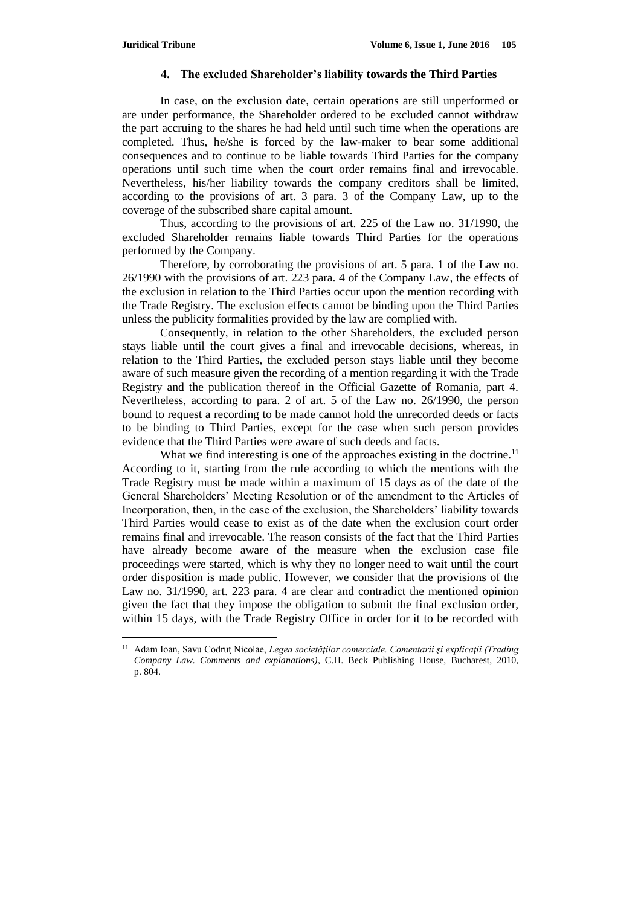## 4. The excluded Shareholder's liability towards the Third Parties

In case, on the exclusion date, certain operations are still unperformed or are under performance, the Shareholder ordered to be excluded cannot withdraw the part accruing to the shares he had held until such time when the operations are completed. Thus, he/she is forced by the law-maker to bear some additional consequences and to continue to be liable towards Third Parties for the company operations until such time when the court order remains final and irrevocable. Nevertheless, his/her liability towards the company creditors shall be limited, according to the provisions of art. 3 para. 3 of the Company Law, up to the coverage of the subscribed share capital amount.

Thus, according to the provisions of art. 225 of the Law no. 31/1990, the excluded Shareholder remains liable towards Third Parties for the operations performed by the Company.

Therefore, by corroborating the provisions of art. 5 para. 1 of the Law no. 26/1990 with the provisions of art. 223 para. 4 of the Company Law, the effects of the exclusion in relation to the Third Parties occur upon the mention recording with the Trade Registry. The exclusion effects cannot be binding upon the Third Parties unless the publicity formalities provided by the law are complied with.

Consequently, in relation to the other Shareholders, the excluded person stays liable until the court gives a final and irrevocable decisions, whereas, in relation to the Third Parties, the excluded person stays liable until they become aware of such measure given the recording of a mention regarding it with the Trade Registry and the publication thereof in the Official Gazette of Romania, part 4. Nevertheless, according to para. 2 of art. 5 of the Law no. 26/1990, the person bound to request a recording to be made cannot hold the unrecorded deeds or facts to be binding to Third Parties, except for the case when such person provides evidence that the Third Parties were aware of such deeds and facts.

What we find interesting is one of the approaches existing in the doctrine.[11] According to it, starting from the rule according to which the mentions with the Trade Registry must be made within a maximum of 15 days as of the date of the General Shareholders' Meeting Resolution or of the amendment to the Articles of Incorporation, then, in the case of the exclusion, the Shareholders' liability towards Third Parties would cease to exist as of the date when the exclusion court order remains final and irrevocable. The reason consists of the fact that the Third Parties have already become aware of the measure when the exclusion case file proceedings were started, which is why they no longer need to wait until the court order disposition is made public. However, we consider that the provisions of the Law no. 31/1990, art. 223 para. 4 are clear and contradict the mentioned opinion given the fact that they impose the obligation to submit the final exclusion order, within 15 days, with the Trade Registry Office in order for it to be recorded with

---

[11] Adam Ioan, Savu Codruţ Nicolae, *Legea societăţilor comerciale. Comentarii şi explicaţii (Trading Company Law. Comments and explanations)*, C.H. Beck Publishing House, Bucharest, 2010, p. 804.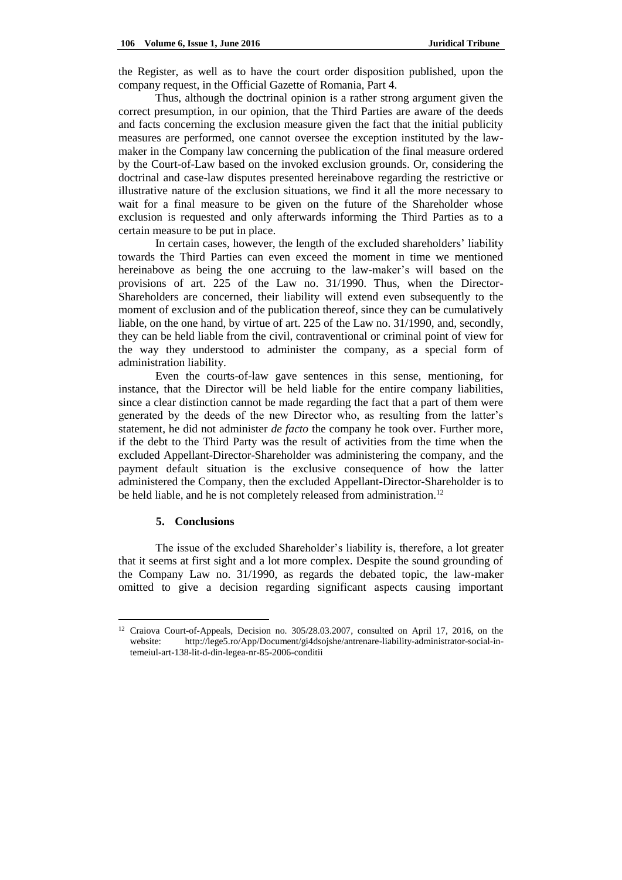the Register, as well as to have the court order disposition published, upon the company request, in the Official Gazette of Romania, Part 4.

Thus, although the doctrinal opinion is a rather strong argument given the correct presumption, in our opinion, that the Third Parties are aware of the deeds and facts concerning the exclusion measure given the fact that the initial publicity measures are performed, one cannot oversee the exception instituted by the law-maker in the Company law concerning the publication of the final measure ordered by the Court-of-Law based on the invoked exclusion grounds. Or, considering the doctrinal and case-law disputes presented hereinabove regarding the restrictive or illustrative nature of the exclusion situations, we find it all the more necessary to wait for a final measure to be given on the future of the Shareholder whose exclusion is requested and only afterwards informing the Third Parties as to a certain measure to be put in place.

In certain cases, however, the length of the excluded shareholders' liability towards the Third Parties can even exceed the moment in time we mentioned hereinabove as being the one accruing to the law-maker's will based on the provisions of art. 225 of the Law no. 31/1990. Thus, when the Director-Shareholders are concerned, their liability will extend even subsequently to the moment of exclusion and of the publication thereof, since they can be cumulatively liable, on the one hand, by virtue of art. 225 of the Law no. 31/1990, and, secondly, they can be held liable from the civil, contraventional or criminal point of view for the way they understood to administer the company, as a special form of administration liability.

Even the courts-of-law gave sentences in this sense, mentioning, for instance, that the Director will be held liable for the entire company liabilities, since a clear distinction cannot be made regarding the fact that a part of them were generated by the deeds of the new Director who, as resulting from the latter's statement, he did not administer *de facto* the company he took over. Further more, if the debt to the Third Party was the result of activities from the time when the excluded Appellant-Director-Shareholder was administering the company, and the payment default situation is the exclusive consequence of how the latter administered the Company, then the excluded Appellant-Director-Shareholder is to be held liable, and he is not completely released from administration.[12]

## 5. Conclusions

The issue of the excluded Shareholder's liability is, therefore, a lot greater that it seems at first sight and a lot more complex. Despite the sound grounding of the Company Law no. 31/1990, as regards the debated topic, the law-maker omitted to give a decision regarding significant aspects causing important

---

[12] Craiova Court-of-Appeals, Decision no. 305/28.03.2007, consulted on April 17, 2016, on the website: http://lege5.ro/App/Document/gi4dsojshe/antrenare-liability-administrator-social-in-temeiul-art-138-lit-d-din-legea-nr-85-2006-conditii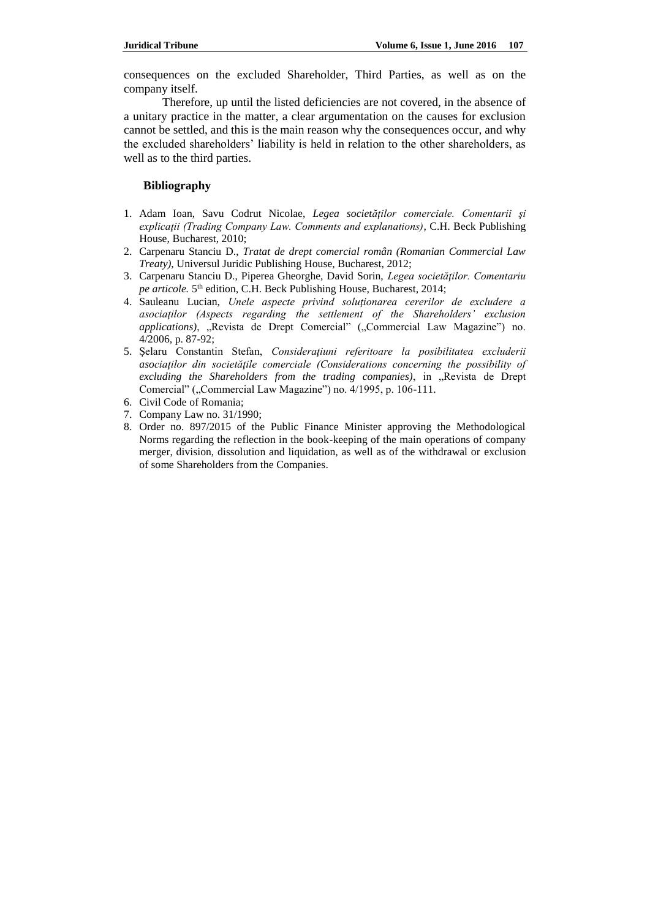consequences on the excluded Shareholder, Third Parties, as well as on the company itself.

Therefore, up until the listed deficiencies are not covered, in the absence of a unitary practice in the matter, a clear argumentation on the causes for exclusion cannot be settled, and this is the main reason why the consequences occur, and why the excluded shareholders' liability is held in relation to the other shareholders, as well as to the third parties.

## Bibliography

1. Adam Ioan, Savu Codrut Nicolae, *Legea societăţilor comerciale. Comentarii şi explicaţii (Trading Company Law. Comments and explanations)*, C.H. Beck Publishing House, Bucharest, 2010;
2. Carpenaru Stanciu D., *Tratat de drept comercial român (Romanian Commercial Law Treaty)*, Universul Juridic Publishing House, Bucharest, 2012;
3. Carpenaru Stanciu D., Piperea Gheorghe, David Sorin, *Legea societăţilor. Comentariu pe articole.* 5th edition, C.H. Beck Publishing House, Bucharest, 2014;
4. Sauleanu Lucian, *Unele aspecte privind soluţionarea cererilor de excludere a asociaţilor (Aspects regarding the settlement of the Shareholders' exclusion applications)*, „Revista de Drept Comercial" („Commercial Law Magazine") no. 4/2006, p. 87-92;
5. Şelaru Constantin Stefan, *Consideraţiuni referitoare la posibilitatea excluderii asociaţilor din societăţile comerciale (Considerations concerning the possibility of excluding the Shareholders from the trading companies)*, in „Revista de Drept Comercial" („Commercial Law Magazine") no. 4/1995, p. 106-111.
6. Civil Code of Romania;
7. Company Law no. 31/1990;
8. Order no. 897/2015 of the Public Finance Minister approving the Methodological Norms regarding the reflection in the book-keeping of the main operations of company merger, division, dissolution and liquidation, as well as of the withdrawal or exclusion of some Shareholders from the Companies.